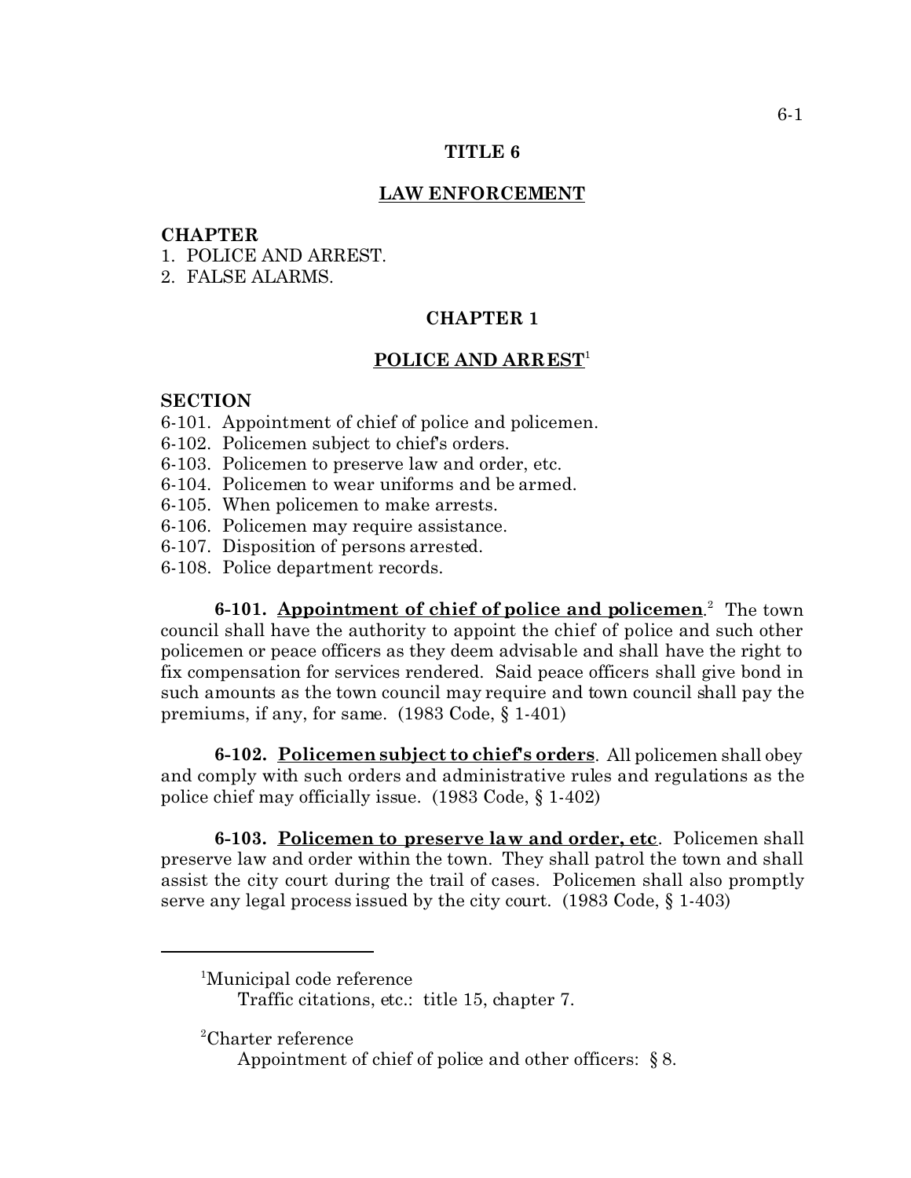# TITLE 6

## LAW ENFORCEMENT

**CHAPTER**

1. POLICE AND ARREST.
2. FALSE ALARMS.

## CHAPTER 1

## POLICE AND ARREST[1]

**SECTION**

6-101. Appointment of chief of police and policemen.
6-102. Policemen subject to chief's orders.
6-103. Policemen to preserve law and order, etc.
6-104. Policemen to wear uniforms and be armed.
6-105. When policemen to make arrests.
6-106. Policemen may require assistance.
6-107. Disposition of persons arrested.
6-108. Police department records.

**6-101. Appointment of chief of police and policemen**.[2] The town council shall have the authority to appoint the chief of police and such other policemen or peace officers as they deem advisable and shall have the right to fix compensation for services rendered. Said peace officers shall give bond in such amounts as the town council may require and town council shall pay the premiums, if any, for same. (1983 Code, § 1-401)

**6-102. Policemen subject to chief's orders**. All policemen shall obey and comply with such orders and administrative rules and regulations as the police chief may officially issue. (1983 Code, § 1-402)

**6-103. Policemen to preserve law and order, etc**. Policemen shall preserve law and order within the town. They shall patrol the town and shall assist the city court during the trail of cases. Policemen shall also promptly serve any legal process issued by the city court. (1983 Code, § 1-403)

---

[1]Municipal code reference
Traffic citations, etc.: title 15, chapter 7.

[2]Charter reference
Appointment of chief of police and other officers: § 8.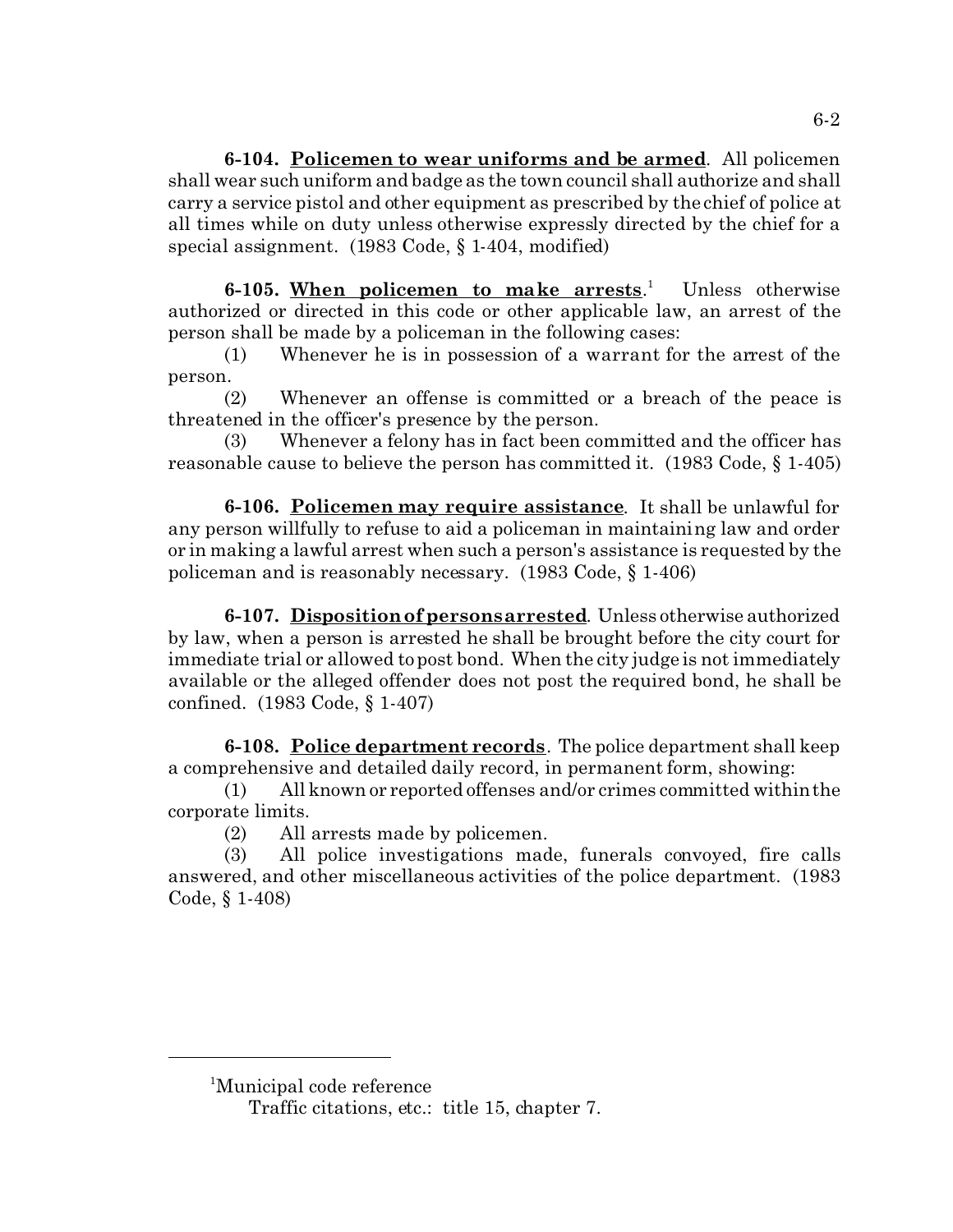**6-104. Policemen to wear uniforms and be armed**. All policemen shall wear such uniform and badge as the town council shall authorize and shall carry a service pistol and other equipment as prescribed by the chief of police at all times while on duty unless otherwise expressly directed by the chief for a special assignment. (1983 Code, § 1-404, modified)

**6-105. When policemen to make arrests**.[1] Unless otherwise authorized or directed in this code or other applicable law, an arrest of the person shall be made by a policeman in the following cases:

(1) Whenever he is in possession of a warrant for the arrest of the person.

(2) Whenever an offense is committed or a breach of the peace is threatened in the officer's presence by the person.

(3) Whenever a felony has in fact been committed and the officer has reasonable cause to believe the person has committed it. (1983 Code, § 1-405)

**6-106. Policemen may require assistance**. It shall be unlawful for any person willfully to refuse to aid a policeman in maintaining law and order or in making a lawful arrest when such a person's assistance is requested by the policeman and is reasonably necessary. (1983 Code, § 1-406)

**6-107. Disposition of persons arrested**. Unless otherwise authorized by law, when a person is arrested he shall be brought before the city court for immediate trial or allowed to post bond. When the city judge is not immediately available or the alleged offender does not post the required bond, he shall be confined. (1983 Code, § 1-407)

**6-108. Police department records**. The police department shall keep a comprehensive and detailed daily record, in permanent form, showing:

(1) All known or reported offenses and/or crimes committed within the corporate limits.

(2) All arrests made by policemen.

(3) All police investigations made, funerals convoyed, fire calls answered, and other miscellaneous activities of the police department. (1983 Code, § 1-408)

---

[1]Municipal code reference

Traffic citations, etc.: title 15, chapter 7.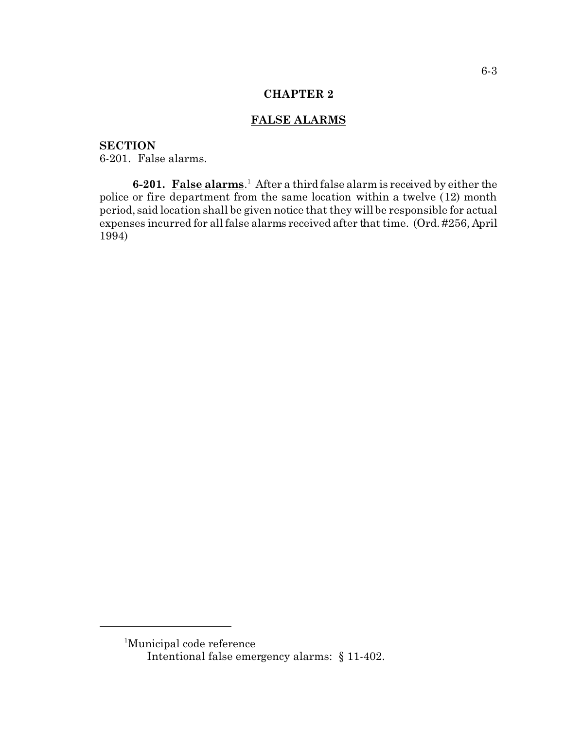# CHAPTER 2

## FALSE ALARMS

**SECTION**

6-201. False alarms.

**6-201. False alarms**.[1] After a third false alarm is received by either the police or fire department from the same location within a twelve (12) month period, said location shall be given notice that they will be responsible for actual expenses incurred for all false alarms received after that time. (Ord. #256, April 1994)

---

[1]Municipal code reference

Intentional false emergency alarms: § 11-402.